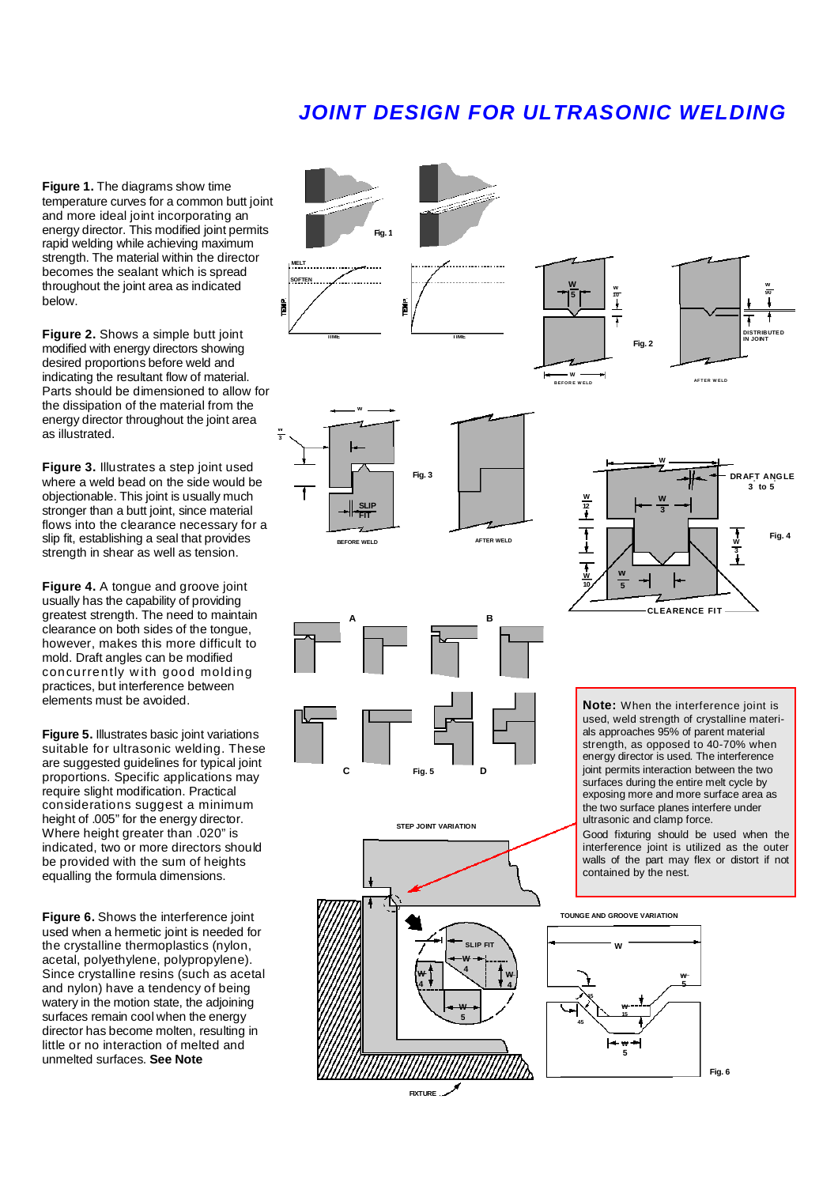# JOINT DESIGN FOR ULTRASONIC WELDING

**Figure 1.** The diagrams show time temperature curves for a common butt joint and more ideal joint incorporating an energy director. This modified joint permits rapid welding while achieving maximum strength. The material within the director becomes the sealant which is spread throughout the joint area as indicated below.

**Figure 2.** Shows a simple butt joint modified with energy directors showing desired proportions before weld and indicating the resultant flow of material. Parts should be dimensioned to allow for the dissipation of the material from the energy director throughout the joint area as illustrated.

**Figure 3.** Illustrates a step joint used where a weld bead on the side would be objectionable. This joint is usually much stronger than a butt joint, since material flows into the clearance necessary for a slip fit, establishing a seal that provides strength in shear as well as tension.

**Figure 4.** A tongue and groove joint usually has the capability of providing greatest strength. The need to maintain clearance on both sides of the tongue, however, makes this more difficult to mold. Draft angles can be modified concurrently with good molding practices, but interference between elements must be avoided.

**Figure 5.** Illustrates basic joint variations suitable for ultrasonic welding. These are suggested guidelines for typical joint proportions. Specific applications may require slight modification. Practical considerations suggest a minimum height of .005" for the energy director. Where height greater than .020" is indicated, two or more directors should be provided with the sum of heights equalling the formula dimensions.

**Figure 6.** Shows the interference joint used when a hermetic joint is needed for the crystalline thermoplastics (nylon, acetal, polyethylene, polypropylene). Since crystalline resins (such as acetal and nylon) have a tendency of being watery in the motion state, the adjoining surfaces remain cool when the energy director has become molten, resulting in little or no interaction of melted and unmelted surfaces. **See Note**

**Note:** When the interference joint is used, weld strength of crystalline materials approaches 95% of parent material strength, as opposed to 40-70% when energy director is used. The interference joint permits interaction between the two surfaces during the entire melt cycle by exposing more and more surface area as the two surface planes interfere under ultrasonic and clamp force.

Good fixturing should be used when the interference joint is utilized as the outer walls of the part may flex or distort if not contained by the nest.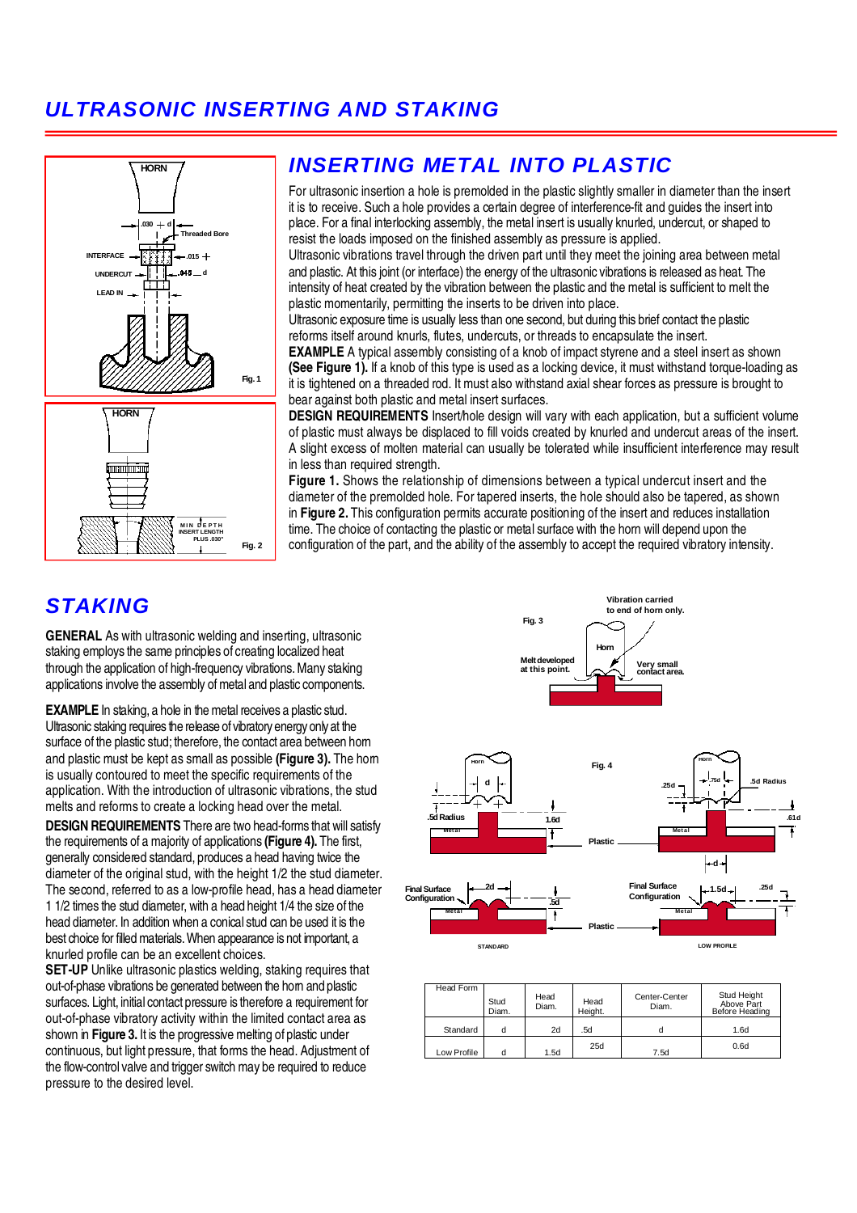# ULTRASONIC INSERTING AND STAKING

## INSERTING METAL INTO PLASTIC

For ultrasonic insertion a hole is premolded in the plastic slightly smaller in diameter than the insert it is to receive. Such a hole provides a certain degree of interference-fit and guides the insert into place. For a final interlocking assembly, the metal insert is usually knurled, undercut, or shaped to resist the loads imposed on the finished assembly as pressure is applied.

Ultrasonic vibrations travel through the driven part until they meet the joining area between metal and plastic. At this joint (or interface) the energy of the ultrasonic vibrations is released as heat. The intensity of heat created by the vibration between the plastic and the metal is sufficient to melt the plastic momentarily, permitting the inserts to be driven into place.

Ultrasonic exposure time is usually less than one second, but during this brief contact the plastic reforms itself around knurls, flutes, undercuts, or threads to encapsulate the insert.

**EXAMPLE** A typical assembly consisting of a knob of impact styrene and a steel insert as shown **(See Figure 1).** If a knob of this type is used as a locking device, it must withstand torque-loading as it is tightened on a threaded rod. It must also withstand axial shear forces as pressure is brought to bear against both plastic and metal insert surfaces.

**DESIGN REQUIREMENTS** Insert/hole design will vary with each application, but a sufficient volume of plastic must always be displaced to fill voids created by knurled and undercut areas of the insert. A slight excess of molten material can usually be tolerated while insufficient interference may result in less than required strength.

**Figure 1.** Shows the relationship of dimensions between a typical undercut insert and the diameter of the premolded hole. For tapered inserts, the hole should also be tapered, as shown in **Figure 2.** This configuration permits accurate positioning of the insert and reduces installation time. The choice of contacting the plastic or metal surface with the horn will depend upon the configuration of the part, and the ability of the assembly to accept the required vibratory intensity.

## STAKING

**GENERAL** As with ultrasonic welding and inserting, ultrasonic staking employs the same principles of creating localized heat through the application of high-frequency vibrations. Many staking applications involve the assembly of metal and plastic components.

**EXAMPLE** In staking, a hole in the metal receives a plastic stud. Ultrasonic staking requires the release of vibratory energy only at the surface of the plastic stud; therefore, the contact area between horn and plastic must be kept as small as possible **(Figure 3).** The horn is usually contoured to meet the specific requirements of the application. With the introduction of ultrasonic vibrations, the stud melts and reforms to create a locking head over the metal.

**DESIGN REQUIREMENTS** There are two head-forms that will satisfy the requirements of a majority of applications **(Figure 4).** The first, generally considered standard, produces a head having twice the diameter of the original stud, with the height 1/2 the stud diameter. The second, referred to as a low-profile head, has a head diameter 1 1/2 times the stud diameter, with a head height 1/4 the size of the head diameter. In addition when a conical stud can be used it is the best choice for filled materials. When appearance is not important, a knurled profile can be an excellent choices.

**SET-UP** Unlike ultrasonic plastics welding, staking requires that out-of-phase vibrations be generated between the horn and plastic surfaces. Light, initial contact pressure is therefore a requirement for out-of-phase vibratory activity within the limited contact area as shown in **Figure 3.** It is the progressive melting of plastic under continuous, but light pressure, that forms the head. Adjustment of the flow-control valve and trigger switch may be required to reduce pressure to the desired level.

| Head Form | Stud Diam. | Head Diam. | Head Height. | Center-Center Diam. | Stud Height Above Part Before Heading |
|---|---|---|---|---|---|
| Standard | d | 2d | .5d | d | 1.6d |
| Low Profile | d | 1.5d | 25d | 7.5d | 0.6d |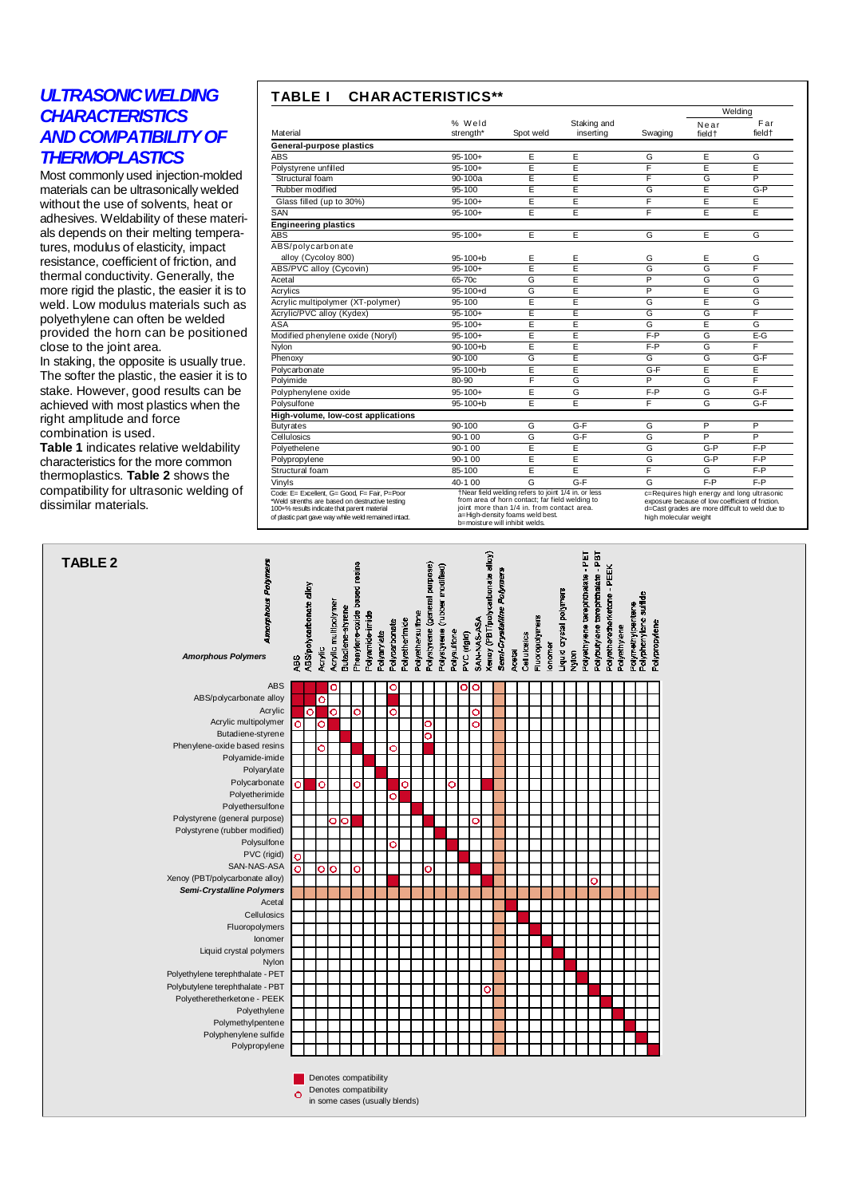## *ULTRASONIC WELDING CHARACTERISTICS AND COMPATIBILITY OF THERMOPLASTICS*

Most commonly used injection-molded materials can be ultrasonically welded without the use of solvents, heat or adhesives. Weldability of these materials depends on their melting temperatures, modulus of elasticity, impact resistance, coefficient of friction, and thermal conductivity. Generally, the more rigid the plastic, the easier it is to weld. Low modulus materials such as polyethylene can often be welded provided the horn can be positioned close to the joint area.

In staking, the opposite is usually true. The softer the plastic, the easier it is to stake. However, good results can be achieved with most plastics when the right amplitude and force combination is used.

**Table 1** indicates relative weldability characteristics for the more common thermoplastics. **Table 2** shows the compatibility for ultrasonic welding of dissimilar materials.

### TABLE I CHARACTERISTICS**

| Material | % Weld strength* | Spot weld | Staking and inserting | Swaging | Welding: Near field† | Welding: Far field† |
|---|---|---|---|---|---|---|
| **General-purpose plastics** | | | | | | |
| ABS | 95-100+ | E | E | G | E | G |
| Polystyrene unfilled | 95-100+ | E | E | F | E | E |
| Structural foam | 90-100a | E | E | F | G | P |
| Rubber modified | 95-100 | E | E | G | E | G-P |
| Glass filled (up to 30%) | 95-100+ | E | E | F | E | E |
| SAN | 95-100+ | E | E | F | E | E |
| **Engineering plastics** | | | | | | |
| ABS | 95-100+ | E | E | G | E | G |
| ABS/polycarbonate alloy (Cycoloy 800) | 95-100+b | E | E | G | E | G |
| ABS/PVC alloy (Cycovin) | 95-100+ | E | E | G | G | F |
| Acetal | 65-70c | G | E | P | G | G |
| Acrylics | 95-100+d | G | E | P | E | G |
| Acrylic multipolymer (XT-polymer) | 95-100 | E | E | G | E | G |
| Acrylic/PVC alloy (Kydex) | 95-100+ | E | E | G | G | F |
| ASA | 95-100+ | E | E | G | E | G |
| Modified phenylene oxide (Noryl) | 95-100+ | E | E | F-P | G | E-G |
| Nylon | 90-100+b | E | E | F-P | G | F |
| Phenoxy | 90-100 | G | E | G | G | G-F |
| Polycarbonate | 95-100+b | E | E | G-F | E | E |
| Polyimide | 80-90 | F | G | P | G | F |
| Polyphenylene oxide | 95-100+ | E | G | F-P | G | G-F |
| Polysulfone | 95-100+b | E | E | F | G | G-F |
| **High-volume, low-cost applications** | | | | | | |
| Butyrates | 90-100 | G | G-F | G | P | P |
| Cellulosics | 90-100 | G | G-F | G | P | P |
| Polyethelene | 90-100 | E | E | G | G-P | F-P |
| Polypropylene | 90-100 | E | E | G | G-P | F-P |
| Structural foam | 85-100 | E | E | F | G | F-P |
| Vinyls | 40-100 | G | G-F | G | F-P | F-P |

Code: E= Excellent, G= Good, F= Fair, P=Poor
*Weld strenths are based on destructive testing
100+% results indicate that parent material of plastic part gave way while weld remained intact.

†Near field welding refers to joint 1/4 in. or less from area of horn contact; far field welding to joint more than 1/4 in. from contact area.
a=High-density foams weld best.
b=moisture will inhibit welds.

c=Requires high energy and long ultrasonic exposure because of low coefficient of friction.
d=Cast grades are more difficult to weld due to high molecular weight

### TABLE 2

| *Amorphous Polymers* | ABS | ABS/polycarbonate alloy | Acrylic | Acrylic multipolymer | Butadiene-styrene | Phenylene-oxide based resins | Polyamide-imide | Polyarylate | Polycarbonate | Polyetherimide | Polyethersulfone | Polystyrene (general purpose) | Polystyrene (rubber modified) | Polysulfone | PVC (rigid) | SAN-NAS-ASA | Xenoy (PBT/polycarbonate alloy) | *Semi-Crystalline Polymers* | Acetal | Cellulosics | Fluoropolymers | Ionomer | Liquid crystal polymers | Nylon | Polyethylene terephthalate - PET | Polybutylene terephthalate - PBT | Polyetheretherketone - PEEK | Polyethylene | Polymethylpentene | Polyphenylene sulfide | Polypropylene |
|---|---|---|---|---|---|---|---|---|---|---|---|---|---|---|---|---|---|---|---|---|---|---|---|---|---|---|---|---|---|---|---|
| ABS | ■ | ■ | ■ | ○ | | | | | ○ | | | | | | ○ | ○ | | | | | | | | | | | | | | | |
| ABS/polycarbonate alloy | ■ | ■ | ○ | | | | | | ■ | | | | | | | | | | | | | | | | | | | | | | |
| Acrylic | ■ | ○ | ■ | ○ | | ○ | | | ○ | | | | | | | ○ | | | | | | | | | | | | | | | |
| Acrylic multipolymer | ○ | | ○ | ■ | | | | | | | | ○ | | | | ○ | | | | | | | | | | | | | | | |
| Butadiene-styrene | | | | | ■ | | | | | | | ○ | | | | | | | | | | | | | | | | | | | |
| Phenylene-oxide based resins | | | ○ | | | ■ | | | ○ | | | ■ | | | | | | | | | | | | | | | | | | | |
| Polyamide-imide | | | | | | | ■ | | | | | | | | | | | | | | | | | | | | | | | | |
| Polyarylate | | | | | | | | ■ | | | | | | | | | | | | | | | | | | | | | | | |
| Polycarbonate | ○ | ■ | ○ | | | ○ | | | ■ | ○ | | | | ○ | | | ■ | | | | | | | | | | | | | | |
| Polyetherimide | | | | | | | | | ○ | ■ | | | | | | | | | | | | | | | | | | | | | |
| Polyethersulfone | | | | | | | | | | | ■ | | | | | | | | | | | | | | | | | | | | |
| Polystyrene (general purpose) | | | | ○ | ○ | ■ | | | | | | ■ | | | | ○ | | | | | | | | | | | | | | | |
| Polystyrene (rubber modified) | | | | | | | | | | | | | ■ | | | | | | | | | | | | | | | | | | |
| Polysulfone | | | | | | | | | ○ | | | | | ■ | | | | | | | | | | | | | | | | | |
| PVC (rigid) | ○ | | | | | | | | | | | | | | ■ | | | | | | | | | | | | | | | | |
| SAN-NAS-ASA | ○ | | ○ | ○ | | ○ | | | | | | ○ | | | | ■ | | | | | | | | | | | | | | | |
| Xenoy (PBT/polycarbonate alloy) | | | | | | | | | ■ | | | | | | | | ■ | | | | | | | | | ○ | | | | | |
| *Semi-Crystalline Polymers* | | | | | | | | | | | | | | | | | | | | | | | | | | | | | | | |
| Acetal | | | | | | | | | | | | | | | | | | | ■ | | | | | | | | | | | | |
| Cellulosics | | | | | | | | | | | | | | | | | | | | ■ | | | | | | | | | | | |
| Fluoropolymers | | | | | | | | | | | | | | | | | | | | | ■ | | | | | | | | | | |
| Ionomer | | | | | | | | | | | | | | | | | | | | | | ■ | | | | | | | | | |
| Liquid crystal polymers | | | | | | | | | | | | | | | | | | | | | | | ■ | | | | | | | | |
| Nylon | | | | | | | | | | | | | | | | | | | | | | | | ■ | | | | | | | |
| Polyethylene terephthalate - PET | | | | | | | | | | | | | | | | | | | | | | | | | ■ | | | | | | |
| Polybutylene terephthalate - PBT | | | | | | | | | | | | | | | | | ○ | | | | | | | | | ■ | | | | | |
| Polyetheretherketone - PEEK | | | | | | | | | | | | | | | | | | | | | | | | | | | ■ | | | | |
| Polyethylene | | | | | | | | | | | | | | | | | | | | | | | | | | | | ■ | | | |
| Polymethylpentene | | | | | | | | | | | | | | | | | | | | | | | | | | | | | ■ | | |
| Polyphenylene sulfide | | | | | | | | | | | | | | | | | | | | | | | | | | | | | | ■ | |
| Polypropylene | | | | | | | | | | | | | | | | | | | | | | | | | | | | | | | ■ |

■ Denotes compatibility

○ Denotes compatibility in some cases (usually blends)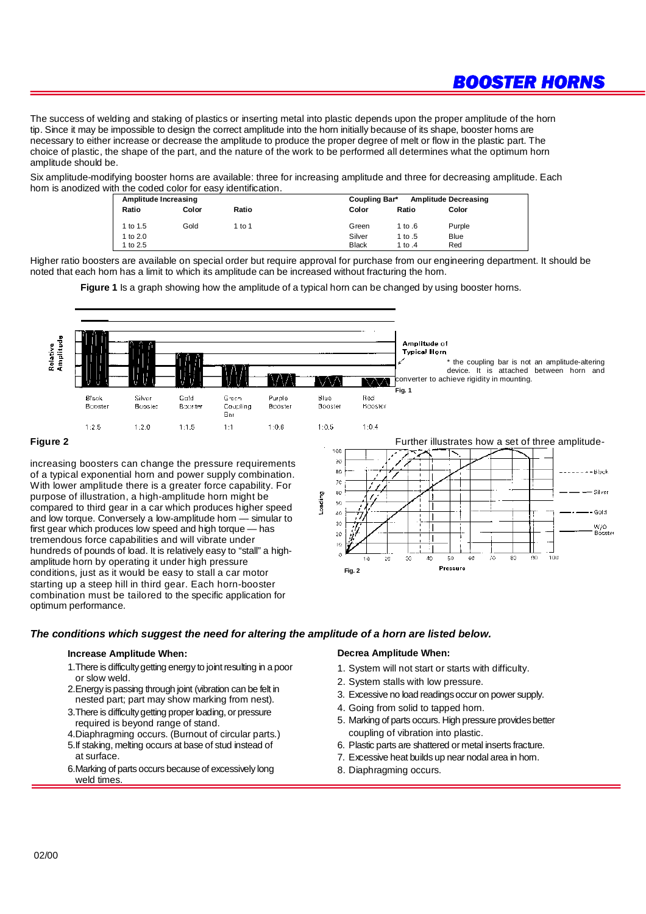# BOOSTER HORNS

The success of welding and staking of plastics or inserting metal into plastic depends upon the proper amplitude of the horn tip. Since it may be impossible to design the correct amplitude into the horn initially because of its shape, booster horns are necessary to either increase or decrease the amplitude to produce the proper degree of melt or flow in the plastic part. The choice of plastic, the shape of the part, and the nature of the work to be performed all determines what the optimum horn amplitude should be.

Six amplitude-modifying booster horns are available: three for increasing amplitude and three for decreasing amplitude. Each horn is anodized with the coded color for easy identification.

| Amplitude Increasing | | Coupling Bar* | | Amplitude Decreasing | |
|---|---|---|---|---|---|
| Ratio | Color | Ratio | Color | Ratio | Color |
| 1 to 1.5 | Gold | 1 to 1 | Green | 1 to .6 | Purple |
| 1 to 2.0 | Silver | | | 1 to .5 | Blue |
| 1 to 2.5 | Black | | | 1 to .4 | Red |

Higher ratio boosters are available on special order but require approval for purchase from our engineering department. It should be noted that each horn has a limit to which its amplitude can be increased without fracturing the horn.

**Figure 1** Is a graph showing how the amplitude of a typical horn can be changed by using booster horns.

Relative Amplitude

Amplitude of Typical Horn

Black Booster 1:2.5
Silver Booster 1:2.0
Gold Booster 1:1.5
Green Coupling Bar 1:1
Purple Booster 1:0.6
Blue Booster 1:0.5
Red Booster 1:0.4

\* the coupling bar is not an amplitude-altering device. It is attached between horn and converter to achieve rigidity in mounting.

Fig. 1

**Figure 2** Further illustrates how a set of three amplitude-increasing boosters can change the pressure requirements of a typical exponential horn and power supply combination. With lower amplitude there is a greater force capability. For purpose of illustration, a high-amplitude horn might be compared to third gear in a car which produces higher speed and low torque. Conversely a low-amplitude horn — simular to first gear which produces low speed and high torque — has tremendous force capabilities and will vibrate under hundreds of pounds of load. It is relatively easy to "stall" a high-amplitude horn by operating it under high pressure conditions, just as it would be easy to stall a car motor starting up a steep hill in third gear. Each horn-booster combination must be tailored to the specific application for optimum performance.

Loading

0 10 20 30 40 50 60 70 80 90 100

Pressure

10 20 30 40 50 60 70 80 90 100

Black
Silver
Gold
W/O Booster

Fig. 2

***The conditions which suggest the need for altering the amplitude of a horn are listed below.***

**Increase Amplitude When:**

1. There is difficulty getting energy to joint resulting in a poor or slow weld.
2. Energy is passing through joint (vibration can be felt in nested part; part may show marking from nest).
3. There is difficulty getting proper loading, or pressure required is beyond range of stand.
4. Diaphragming occurs. (Burnout of circular parts.)
5. If staking, melting occurs at base of stud instead of at surface.
6. Marking of parts occurs because of excessively long weld times.

**Decrea Amplitude When:**

1. System will not start or starts with difficulty.
2. System stalls with low pressure.
3. Excessive no load readings occur on power supply.
4. Going from solid to tapped horn.
5. Marking of parts occurs. High pressure provides better coupling of vibration into plastic.
6. Plastic parts are shattered or metal inserts fracture.
7. Excessive heat builds up near nodal area in horn.
8. Diaphragming occurs.

02/00